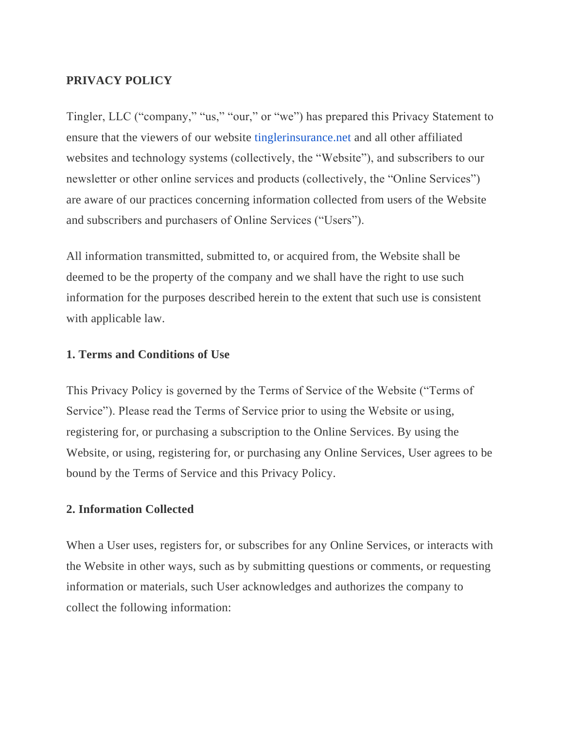**PRIVACY POLICY**

Tingler, LLC ("company," "us," "our," or "we") has prepared this Privacy Statement to ensure that the viewers of our website tinglerinsurance.net and all other affiliated websites and technology systems (collectively, the "Website"), and subscribers to our newsletter or other online services and products (collectively, the "Online Services") are aware of our practices concerning information collected from users of the Website and subscribers and purchasers of Online Services ("Users").

All information transmitted, submitted to, or acquired from, the Website shall be deemed to be the property of the company and we shall have the right to use such information for the purposes described herein to the extent that such use is consistent with applicable law.

**1. Terms and Conditions of Use**

This Privacy Policy is governed by the Terms of Service of the Website ("Terms of Service"). Please read the Terms of Service prior to using the Website or using, registering for, or purchasing a subscription to the Online Services. By using the Website, or using, registering for, or purchasing any Online Services, User agrees to be bound by the Terms of Service and this Privacy Policy.

**2. Information Collected**

When a User uses, registers for, or subscribes for any Online Services, or interacts with the Website in other ways, such as by submitting questions or comments, or requesting information or materials, such User acknowledges and authorizes the company to collect the following information: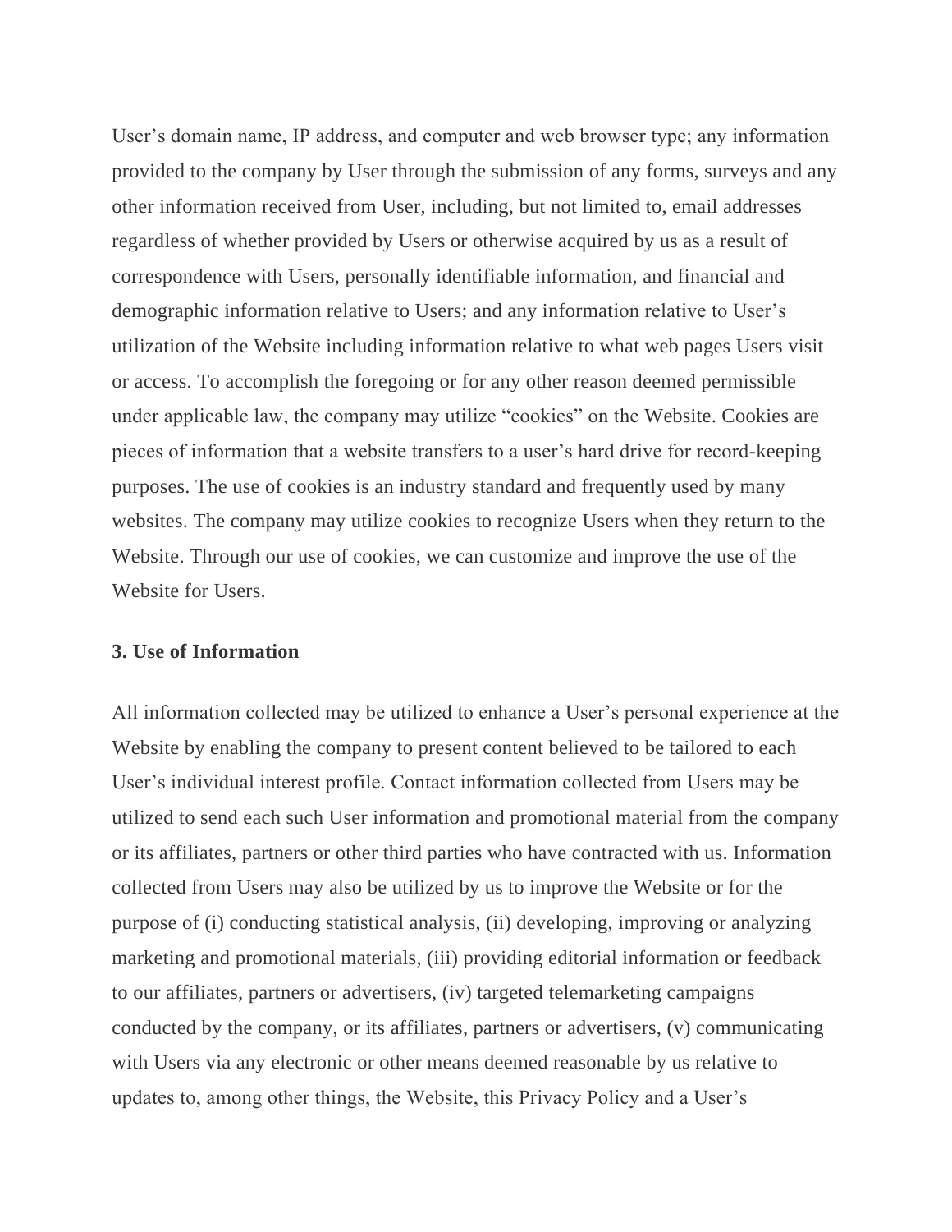User’s domain name, IP address, and computer and web browser type; any information provided to the company by User through the submission of any forms, surveys and any other information received from User, including, but not limited to, email addresses regardless of whether provided by Users or otherwise acquired by us as a result of correspondence with Users, personally identifiable information, and financial and demographic information relative to Users; and any information relative to User’s utilization of the Website including information relative to what web pages Users visit or access. To accomplish the foregoing or for any other reason deemed permissible under applicable law, the company may utilize “cookies” on the Website. Cookies are pieces of information that a website transfers to a user’s hard drive for record-keeping purposes. The use of cookies is an industry standard and frequently used by many websites. The company may utilize cookies to recognize Users when they return to the Website. Through our use of cookies, we can customize and improve the use of the Website for Users.

**3. Use of Information**

All information collected may be utilized to enhance a User’s personal experience at the Website by enabling the company to present content believed to be tailored to each User’s individual interest profile. Contact information collected from Users may be utilized to send each such User information and promotional material from the company or its affiliates, partners or other third parties who have contracted with us. Information collected from Users may also be utilized by us to improve the Website or for the purpose of (i) conducting statistical analysis, (ii) developing, improving or analyzing marketing and promotional materials, (iii) providing editorial information or feedback to our affiliates, partners or advertisers, (iv) targeted telemarketing campaigns conducted by the company, or its affiliates, partners or advertisers, (v) communicating with Users via any electronic or other means deemed reasonable by us relative to updates to, among other things, the Website, this Privacy Policy and a User’s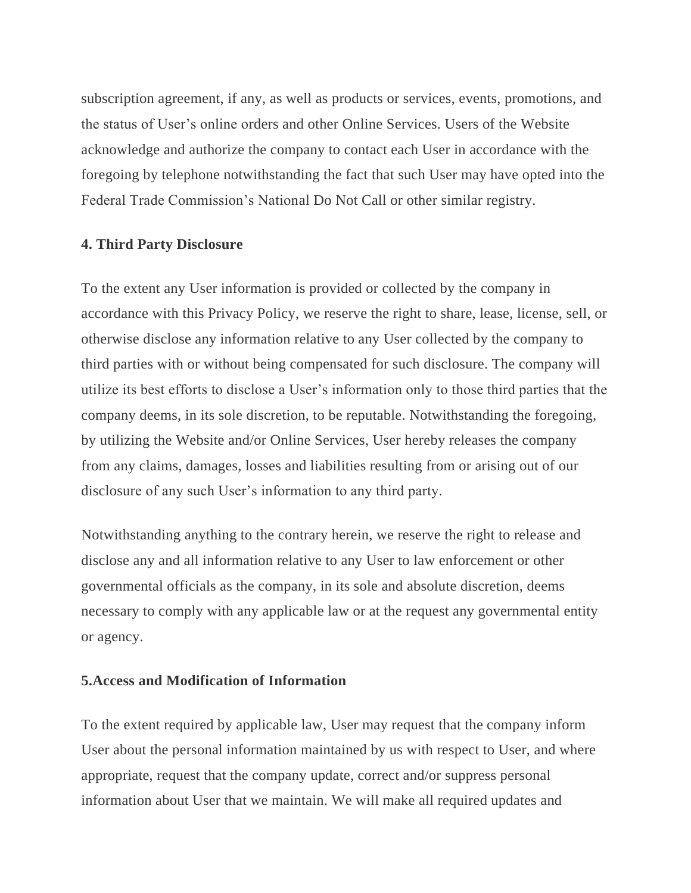subscription agreement, if any, as well as products or services, events, promotions, and the status of User's online orders and other Online Services. Users of the Website acknowledge and authorize the company to contact each User in accordance with the foregoing by telephone notwithstanding the fact that such User may have opted into the Federal Trade Commission's National Do Not Call or other similar registry.

**4. Third Party Disclosure**

To the extent any User information is provided or collected by the company in accordance with this Privacy Policy, we reserve the right to share, lease, license, sell, or otherwise disclose any information relative to any User collected by the company to third parties with or without being compensated for such disclosure. The company will utilize its best efforts to disclose a User's information only to those third parties that the company deems, in its sole discretion, to be reputable. Notwithstanding the foregoing, by utilizing the Website and/or Online Services, User hereby releases the company from any claims, damages, losses and liabilities resulting from or arising out of our disclosure of any such User's information to any third party.

Notwithstanding anything to the contrary herein, we reserve the right to release and disclose any and all information relative to any User to law enforcement or other governmental officials as the company, in its sole and absolute discretion, deems necessary to comply with any applicable law or at the request any governmental entity or agency.

**5.Access and Modification of Information**

To the extent required by applicable law, User may request that the company inform User about the personal information maintained by us with respect to User, and where appropriate, request that the company update, correct and/or suppress personal information about User that we maintain. We will make all required updates and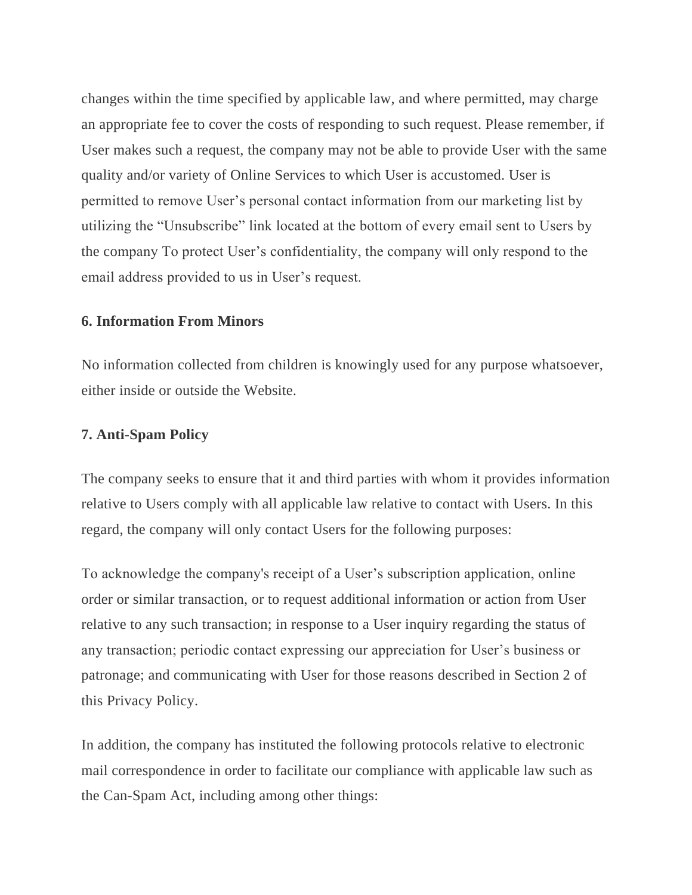changes within the time specified by applicable law, and where permitted, may charge an appropriate fee to cover the costs of responding to such request. Please remember, if User makes such a request, the company may not be able to provide User with the same quality and/or variety of Online Services to which User is accustomed. User is permitted to remove User's personal contact information from our marketing list by utilizing the "Unsubscribe" link located at the bottom of every email sent to Users by the company To protect User's confidentiality, the company will only respond to the email address provided to us in User's request.

**6. Information From Minors**

No information collected from children is knowingly used for any purpose whatsoever, either inside or outside the Website.

**7. Anti-Spam Policy**

The company seeks to ensure that it and third parties with whom it provides information relative to Users comply with all applicable law relative to contact with Users. In this regard, the company will only contact Users for the following purposes:

To acknowledge the company's receipt of a User's subscription application, online order or similar transaction, or to request additional information or action from User relative to any such transaction; in response to a User inquiry regarding the status of any transaction; periodic contact expressing our appreciation for User's business or patronage; and communicating with User for those reasons described in Section 2 of this Privacy Policy.

In addition, the company has instituted the following protocols relative to electronic mail correspondence in order to facilitate our compliance with applicable law such as the Can-Spam Act, including among other things: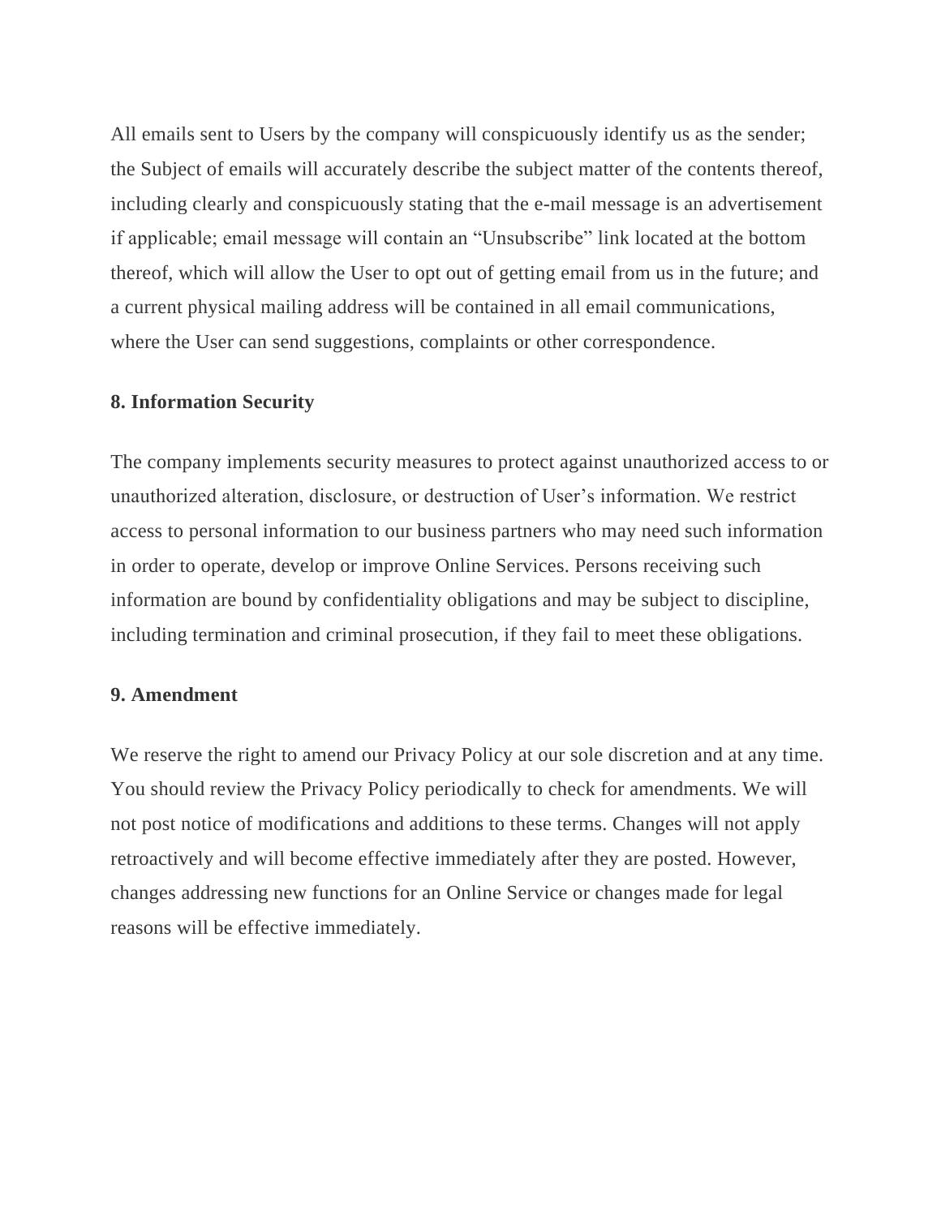All emails sent to Users by the company will conspicuously identify us as the sender; the Subject of emails will accurately describe the subject matter of the contents thereof, including clearly and conspicuously stating that the e-mail message is an advertisement if applicable; email message will contain an "Unsubscribe" link located at the bottom thereof, which will allow the User to opt out of getting email from us in the future; and a current physical mailing address will be contained in all email communications, where the User can send suggestions, complaints or other correspondence.

**8. Information Security**

The company implements security measures to protect against unauthorized access to or unauthorized alteration, disclosure, or destruction of User's information. We restrict access to personal information to our business partners who may need such information in order to operate, develop or improve Online Services. Persons receiving such information are bound by confidentiality obligations and may be subject to discipline, including termination and criminal prosecution, if they fail to meet these obligations.

**9. Amendment**

We reserve the right to amend our Privacy Policy at our sole discretion and at any time. You should review the Privacy Policy periodically to check for amendments. We will not post notice of modifications and additions to these terms. Changes will not apply retroactively and will become effective immediately after they are posted. However, changes addressing new functions for an Online Service or changes made for legal reasons will be effective immediately.